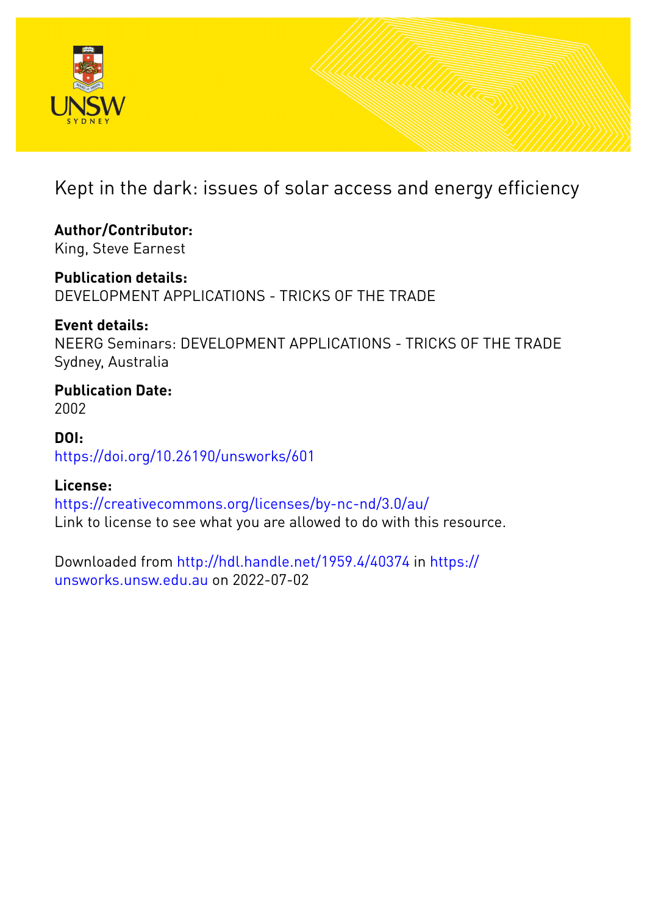# Kept in the dark: issues of solar access and energy efficiency

**Author/Contributor:**
King, Steve Earnest

**Publication details:**
DEVELOPMENT APPLICATIONS - TRICKS OF THE TRADE

**Event details:**
NEERG Seminars: DEVELOPMENT APPLICATIONS - TRICKS OF THE TRADE
Sydney, Australia

**Publication Date:**
2002

**DOI:**
https://doi.org/10.26190/unsworks/601

**License:**
https://creativecommons.org/licenses/by-nc-nd/3.0/au/
Link to license to see what you are allowed to do with this resource.

Downloaded from http://hdl.handle.net/1959.4/40374 in https://unsworks.unsw.edu.au on 2022-07-02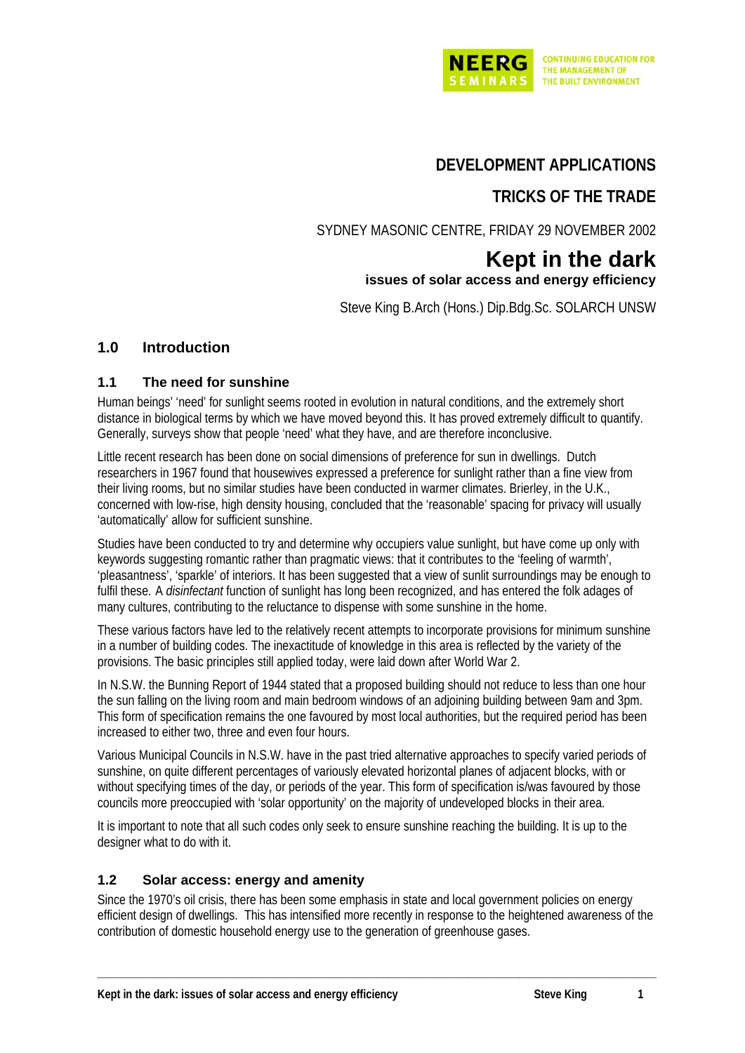**DEVELOPMENT APPLICATIONS**

**TRICKS OF THE TRADE**

SYDNEY MASONIC CENTRE, FRIDAY 29 NOVEMBER 2002

# Kept in the dark

**issues of solar access and energy efficiency**

Steve King B.Arch (Hons.) Dip.Bdg.Sc. SOLARCH UNSW

## 1.0 Introduction

### 1.1 The need for sunshine

Human beings' 'need' for sunlight seems rooted in evolution in natural conditions, and the extremely short distance in biological terms by which we have moved beyond this. It has proved extremely difficult to quantify. Generally, surveys show that people 'need' what they have, and are therefore inconclusive.

Little recent research has been done on social dimensions of preference for sun in dwellings. Dutch researchers in 1967 found that housewives expressed a preference for sunlight rather than a fine view from their living rooms, but no similar studies have been conducted in warmer climates. Brierley, in the U.K., concerned with low-rise, high density housing, concluded that the 'reasonable' spacing for privacy will usually 'automatically' allow for sufficient sunshine.

Studies have been conducted to try and determine why occupiers value sunlight, but have come up only with keywords suggesting romantic rather than pragmatic views: that it contributes to the 'feeling of warmth', 'pleasantness', 'sparkle' of interiors. It has been suggested that a view of sunlit surroundings may be enough to fulfil these. A *disinfectant* function of sunlight has long been recognized, and has entered the folk adages of many cultures, contributing to the reluctance to dispense with some sunshine in the home.

These various factors have led to the relatively recent attempts to incorporate provisions for minimum sunshine in a number of building codes. The inexactitude of knowledge in this area is reflected by the variety of the provisions. The basic principles still applied today, were laid down after World War 2.

In N.S.W. the Bunning Report of 1944 stated that a proposed building should not reduce to less than one hour the sun falling on the living room and main bedroom windows of an adjoining building between 9am and 3pm. This form of specification remains the one favoured by most local authorities, but the required period has been increased to either two, three and even four hours.

Various Municipal Councils in N.S.W. have in the past tried alternative approaches to specify varied periods of sunshine, on quite different percentages of variously elevated horizontal planes of adjacent blocks, with or without specifying times of the day, or periods of the year. This form of specification is/was favoured by those councils more preoccupied with 'solar opportunity' on the majority of undeveloped blocks in their area.

It is important to note that all such codes only seek to ensure sunshine reaching the building. It is up to the designer what to do with it.

### 1.2 Solar access: energy and amenity

Since the 1970's oil crisis, there has been some emphasis in state and local government policies on energy efficient design of dwellings. This has intensified more recently in response to the heightened awareness of the contribution of domestic household energy use to the generation of greenhouse gases.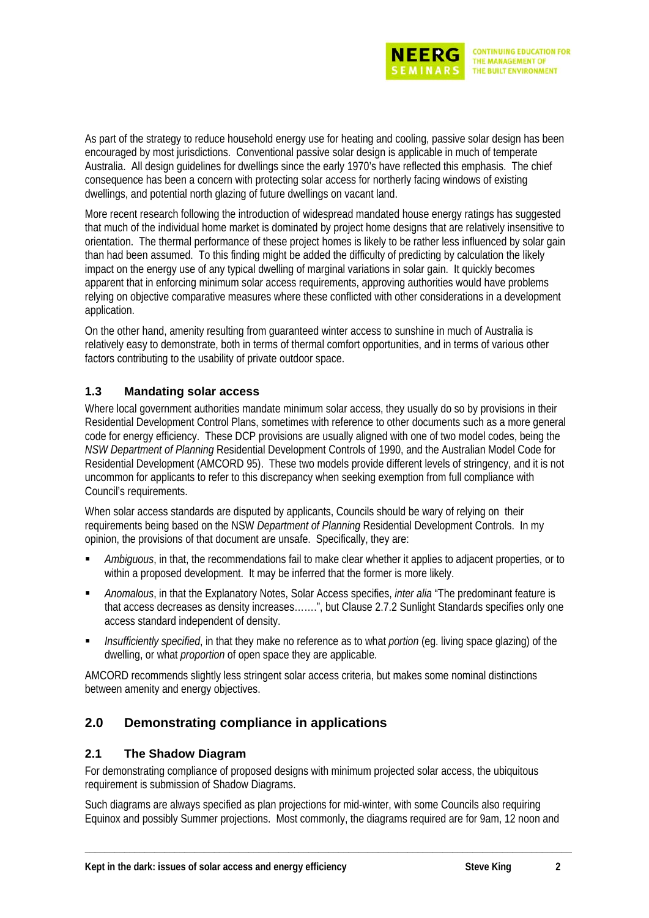As part of the strategy to reduce household energy use for heating and cooling, passive solar design has been encouraged by most jurisdictions. Conventional passive solar design is applicable in much of temperate Australia. All design guidelines for dwellings since the early 1970's have reflected this emphasis. The chief consequence has been a concern with protecting solar access for northerly facing windows of existing dwellings, and potential north glazing of future dwellings on vacant land.

More recent research following the introduction of widespread mandated house energy ratings has suggested that much of the individual home market is dominated by project home designs that are relatively insensitive to orientation. The thermal performance of these project homes is likely to be rather less influenced by solar gain than had been assumed. To this finding might be added the difficulty of predicting by calculation the likely impact on the energy use of any typical dwelling of marginal variations in solar gain. It quickly becomes apparent that in enforcing minimum solar access requirements, approving authorities would have problems relying on objective comparative measures where these conflicted with other considerations in a development application.

On the other hand, amenity resulting from guaranteed winter access to sunshine in much of Australia is relatively easy to demonstrate, both in terms of thermal comfort opportunities, and in terms of various other factors contributing to the usability of private outdoor space.

### 1.3 Mandating solar access

Where local government authorities mandate minimum solar access, they usually do so by provisions in their Residential Development Control Plans, sometimes with reference to other documents such as a more general code for energy efficiency. These DCP provisions are usually aligned with one of two model codes, being the *NSW Department of Planning* Residential Development Controls of 1990, and the Australian Model Code for Residential Development (AMCORD 95). These two models provide different levels of stringency, and it is not uncommon for applicants to refer to this discrepancy when seeking exemption from full compliance with Council's requirements.

When solar access standards are disputed by applicants, Councils should be wary of relying on their requirements being based on the NSW *Department of Planning* Residential Development Controls. In my opinion, the provisions of that document are unsafe. Specifically, they are:

- *Ambiguous*, in that, the recommendations fail to make clear whether it applies to adjacent properties, or to within a proposed development. It may be inferred that the former is more likely.
- *Anomalous*, in that the Explanatory Notes, Solar Access specifies, *inter alia* "The predominant feature is that access decreases as density increases…….", but Clause 2.7.2 Sunlight Standards specifies only one access standard independent of density.
- *Insufficiently specified*, in that they make no reference as to what *portion* (eg. living space glazing) of the dwelling, or what *proportion* of open space they are applicable.

AMCORD recommends slightly less stringent solar access criteria, but makes some nominal distinctions between amenity and energy objectives.

## 2.0 Demonstrating compliance in applications

### 2.1 The Shadow Diagram

For demonstrating compliance of proposed designs with minimum projected solar access, the ubiquitous requirement is submission of Shadow Diagrams.

Such diagrams are always specified as plan projections for mid-winter, with some Councils also requiring Equinox and possibly Summer projections. Most commonly, the diagrams required are for 9am, 12 noon and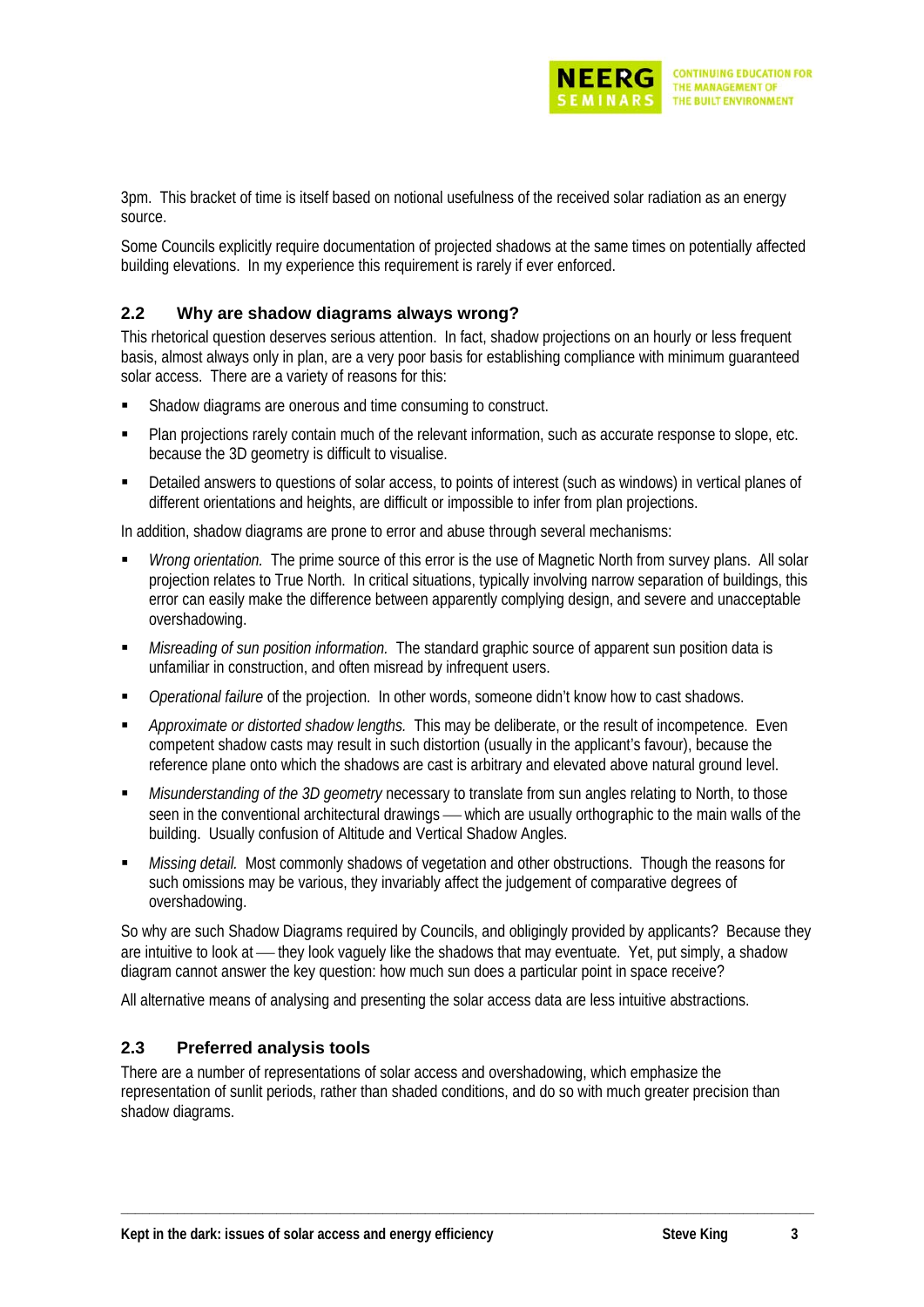3pm. This bracket of time is itself based on notional usefulness of the received solar radiation as an energy source.

Some Councils explicitly require documentation of projected shadows at the same times on potentially affected building elevations. In my experience this requirement is rarely if ever enforced.

### 2.2 Why are shadow diagrams always wrong?

This rhetorical question deserves serious attention. In fact, shadow projections on an hourly or less frequent basis, almost always only in plan, are a very poor basis for establishing compliance with minimum guaranteed solar access. There are a variety of reasons for this:

- Shadow diagrams are onerous and time consuming to construct.
- Plan projections rarely contain much of the relevant information, such as accurate response to slope, etc. because the 3D geometry is difficult to visualise.
- Detailed answers to questions of solar access, to points of interest (such as windows) in vertical planes of different orientations and heights, are difficult or impossible to infer from plan projections.

In addition, shadow diagrams are prone to error and abuse through several mechanisms:

- *Wrong orientation.* The prime source of this error is the use of Magnetic North from survey plans. All solar projection relates to True North. In critical situations, typically involving narrow separation of buildings, this error can easily make the difference between apparently complying design, and severe and unacceptable overshadowing.
- *Misreading of sun position information.* The standard graphic source of apparent sun position data is unfamiliar in construction, and often misread by infrequent users.
- *Operational failure* of the projection. In other words, someone didn't know how to cast shadows.
- *Approximate or distorted shadow lengths.* This may be deliberate, or the result of incompetence. Even competent shadow casts may result in such distortion (usually in the applicant's favour), because the reference plane onto which the shadows are cast is arbitrary and elevated above natural ground level.
- *Misunderstanding of the 3D geometry* necessary to translate from sun angles relating to North, to those seen in the conventional architectural drawings — which are usually orthographic to the main walls of the building. Usually confusion of Altitude and Vertical Shadow Angles.
- *Missing detail.* Most commonly shadows of vegetation and other obstructions. Though the reasons for such omissions may be various, they invariably affect the judgement of comparative degrees of overshadowing.

So why are such Shadow Diagrams required by Councils, and obligingly provided by applicants? Because they are intuitive to look at — they look vaguely like the shadows that may eventuate. Yet, put simply, a shadow diagram cannot answer the key question: how much sun does a particular point in space receive?

All alternative means of analysing and presenting the solar access data are less intuitive abstractions.

### 2.3 Preferred analysis tools

There are a number of representations of solar access and overshadowing, which emphasize the representation of sunlit periods, rather than shaded conditions, and do so with much greater precision than shadow diagrams.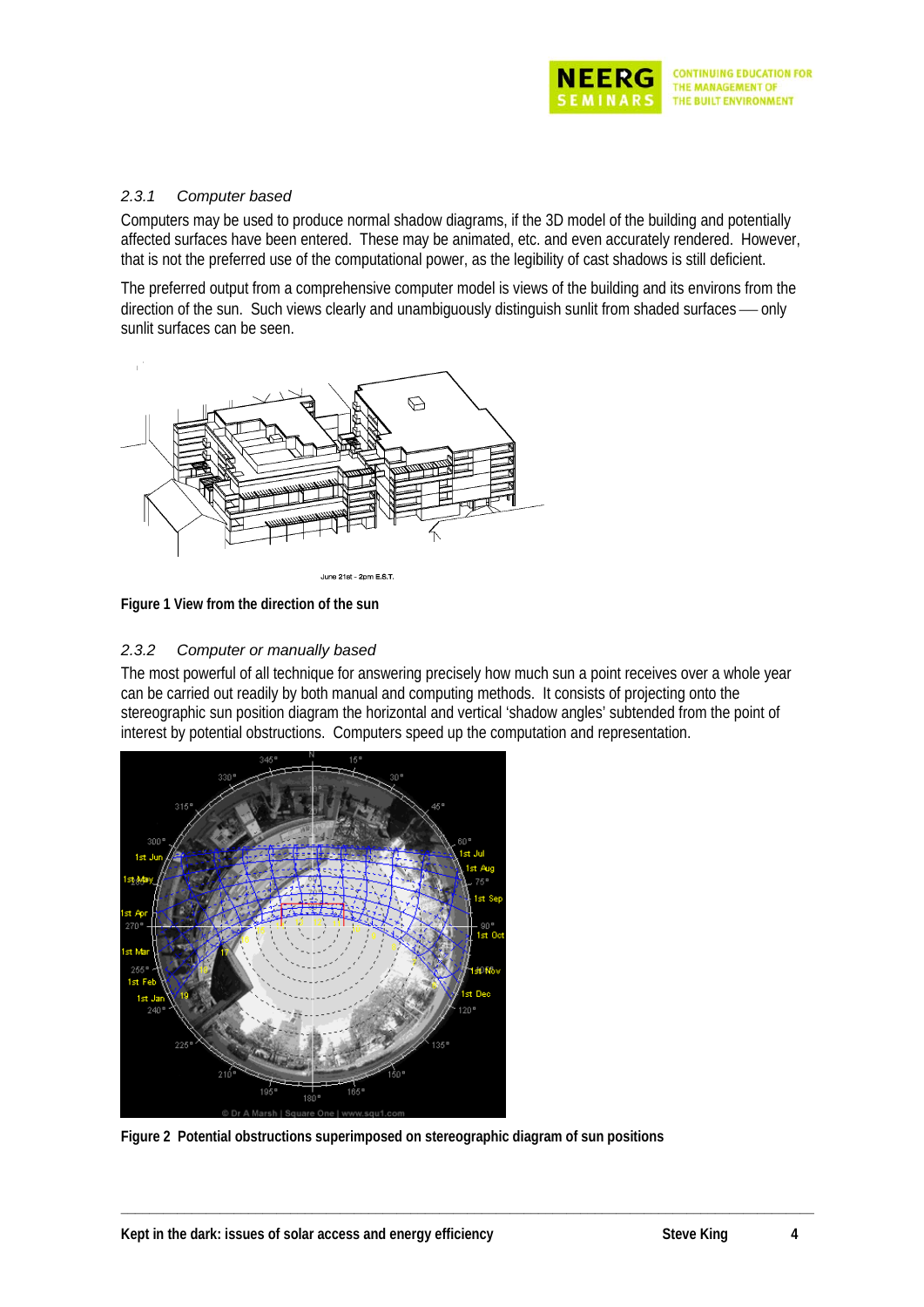### 2.3.1 Computer based

Computers may be used to produce normal shadow diagrams, if the 3D model of the building and potentially affected surfaces have been entered. These may be animated, etc. and even accurately rendered. However, that is not the preferred use of the computational power, as the legibility of cast shadows is still deficient.

The preferred output from a comprehensive computer model is views of the building and its environs from the direction of the sun. Such views clearly and unambiguously distinguish sunlit from shaded surfaces — only sunlit surfaces can be seen.

June 21st - 2pm E.S.T.

**Figure 1 View from the direction of the sun**

### 2.3.2 Computer or manually based

The most powerful of all technique for answering precisely how much sun a point receives over a whole year can be carried out readily by both manual and computing methods. It consists of projecting onto the stereographic sun position diagram the horizontal and vertical 'shadow angles' subtended from the point of interest by potential obstructions. Computers speed up the computation and representation.

**Figure 2 Potential obstructions superimposed on stereographic diagram of sun positions**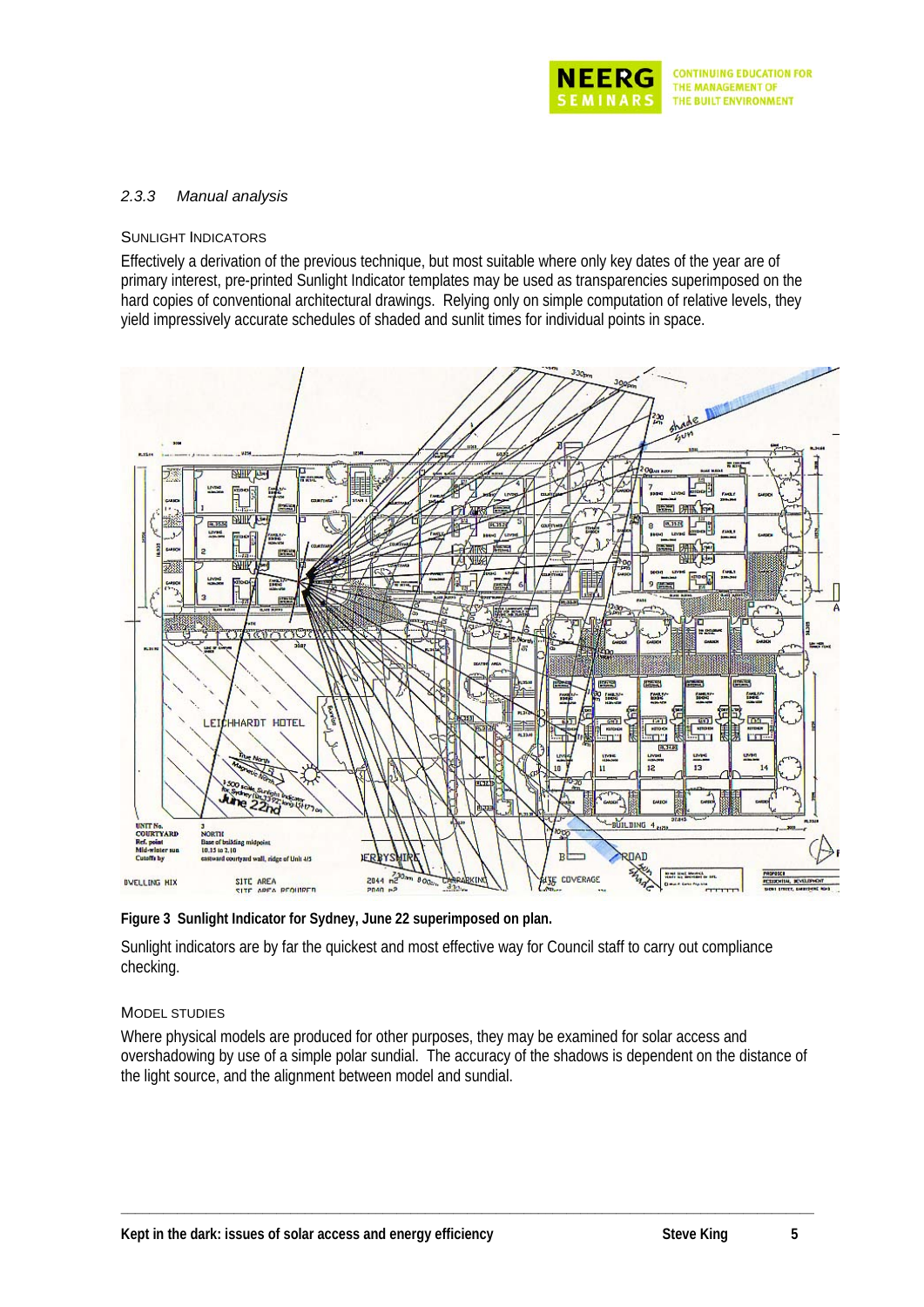### *2.3.3 Manual analysis*

SUNLIGHT INDICATORS

Effectively a derivation of the previous technique, but most suitable where only key dates of the year are of primary interest, pre-printed Sunlight Indicator templates may be used as transparencies superimposed on the hard copies of conventional architectural drawings. Relying only on simple computation of relative levels, they yield impressively accurate schedules of shaded and sunlit times for individual points in space.

**Figure 3 Sunlight Indicator for Sydney, June 22 superimposed on plan.**

Sunlight indicators are by far the quickest and most effective way for Council staff to carry out compliance checking.

MODEL STUDIES

Where physical models are produced for other purposes, they may be examined for solar access and overshadowing by use of a simple polar sundial. The accuracy of the shadows is dependent on the distance of the light source, and the alignment between model and sundial.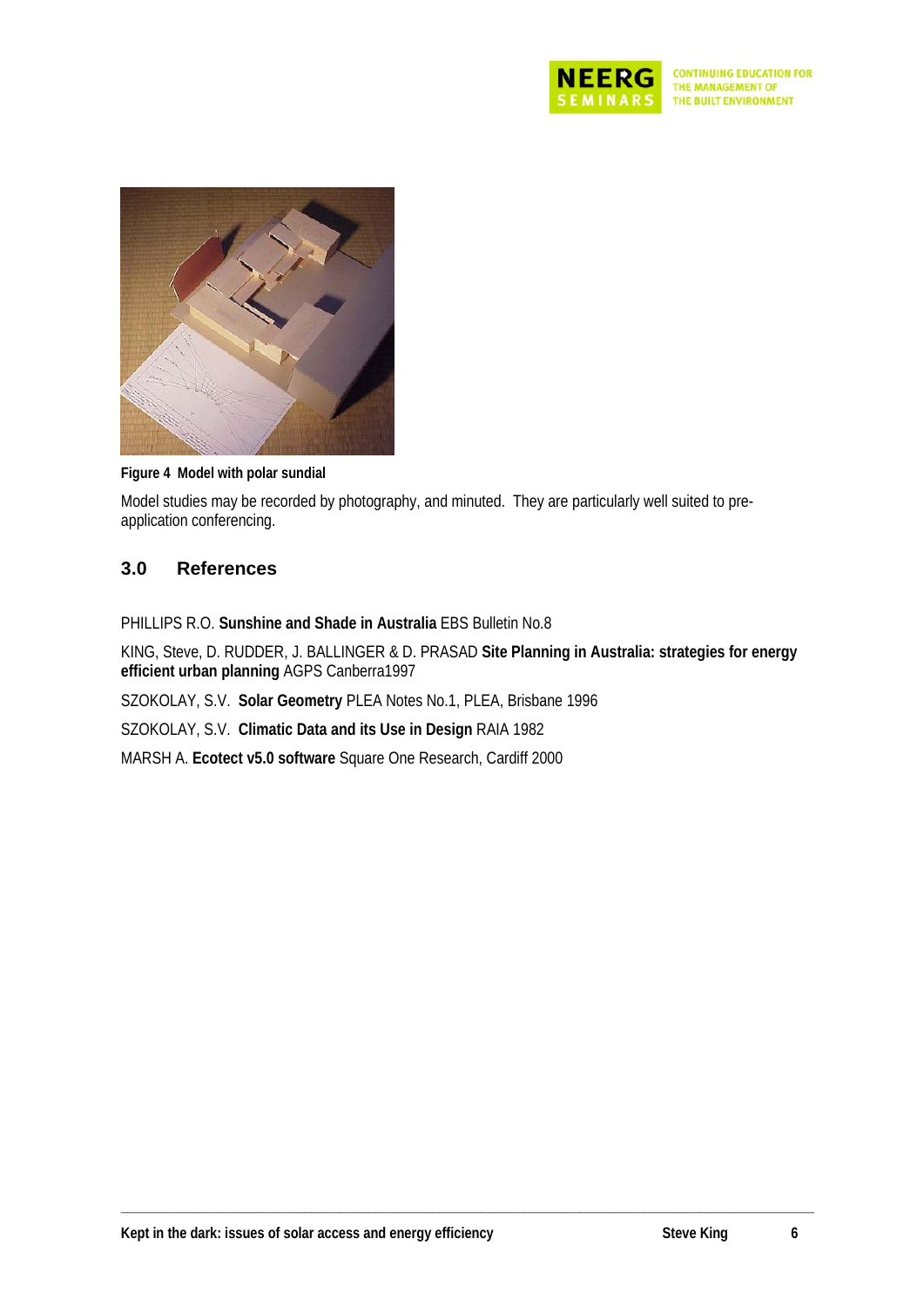**Figure 4 Model with polar sundial**

Model studies may be recorded by photography, and minuted. They are particularly well suited to pre-application conferencing.

## 3.0 References

PHILLIPS R.O. **Sunshine and Shade in Australia** EBS Bulletin No.8

KING, Steve, D. RUDDER, J. BALLINGER & D. PRASAD **Site Planning in Australia: strategies for energy efficient urban planning** AGPS Canberra1997

SZOKOLAY, S.V. **Solar Geometry** PLEA Notes No.1, PLEA, Brisbane 1996

SZOKOLAY, S.V. **Climatic Data and its Use in Design** RAIA 1982

MARSH A. **Ecotect v5.0 software** Square One Research, Cardiff 2000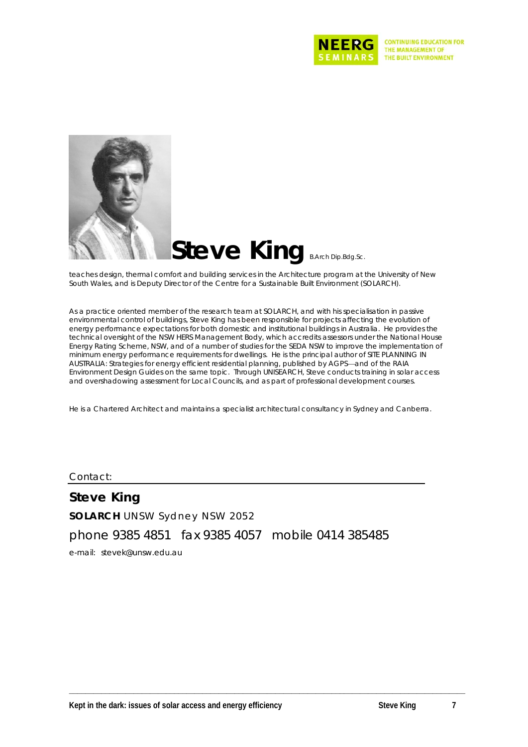# Steve King B.Arch Dip.Bdg.Sc.

teaches design, thermal comfort and building services in the Architecture program at the University of New South Wales, and is Deputy Director of the Centre for a Sustainable Built Environment (SOLARCH).

As a practice oriented member of the research team at SOLARCH, and with his specialisation in passive environmental control of buildings, Steve King has been responsible for projects affecting the evolution of energy performance expectations for both domestic and institutional buildings in Australia. He provides the technical oversight of the NSW HERS Management Body, which accredits assessors under the National House Energy Rating Scheme, NSW, and of a number of studies for the SEDA NSW to improve the implementation of minimum energy performance requirements for dwellings. He is the principal author of SITE PLANNING IN AUSTRALIA: Strategies for energy efficient residential planning, published by AGPS—and of the RAIA Environment Design Guides on the same topic. Through UNISEARCH, Steve conducts training in solar access and overshadowing assessment for Local Councils, and as part of professional development courses.

He is a Chartered Architect and maintains a specialist architectural consultancy in Sydney and Canberra.

Contact:

**Steve King**

**SOLARCH** UNSW Sydney NSW 2052

phone 9385 4851   fax 9385 4057   mobile 0414 385485

e-mail: stevek@unsw.edu.au